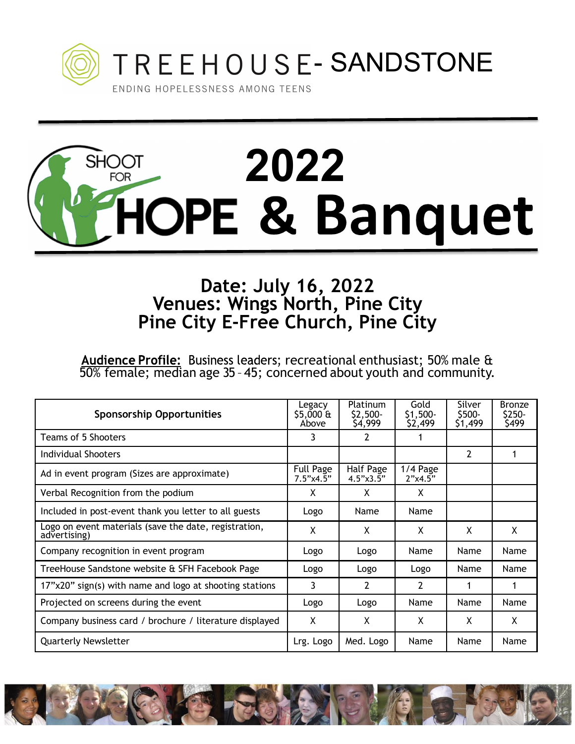# TREEHOUSE- SANDSTONE

ENDING HOPELESSNESS AMONG TEENS

# SHOOT FOR HOPE 2022 & Banquet

## Date: July 16, 2022
## Venues: Wings North, Pine City
## Pine City E-Free Church, Pine City

**Audience Profile:** Business leaders; recreational enthusiast; 50% male & 50% female; median age 35 – 45; concerned about youth and community.

| Sponsorship Opportunities | Legacy $5,000 & Above | Platinum $2,500-$4,999 | Gold $1,500-$2,499 | Silver $500-$1,499 | Bronze $250-$499 |
|---|---|---|---|---|---|
| Teams of 5 Shooters | 3 | 2 | 1 | | |
| Individual Shooters | | | | 2 | 1 |
| Ad in event program (Sizes are approximate) | Full Page 7.5"x4.5" | Half Page 4.5"x3.5" | 1/4 Page 2"x4.5" | | |
| Verbal Recognition from the podium | X | X | X | | |
| Included in post-event thank you letter to all guests | Logo | Name | Name | | |
| Logo on event materials (save the date, registration, advertising) | X | X | X | X | X |
| Company recognition in event program | Logo | Logo | Name | Name | Name |
| TreeHouse Sandstone website & SFH Facebook Page | Logo | Logo | Logo | Name | Name |
| 17"x20" sign(s) with name and logo at shooting stations | 3 | 2 | 2 | 1 | 1 |
| Projected on screens during the event | Logo | Logo | Name | Name | Name |
| Company business card / brochure / literature displayed | X | X | X | X | X |
| Quarterly Newsletter | Lrg. Logo | Med. Logo | Name | Name | Name |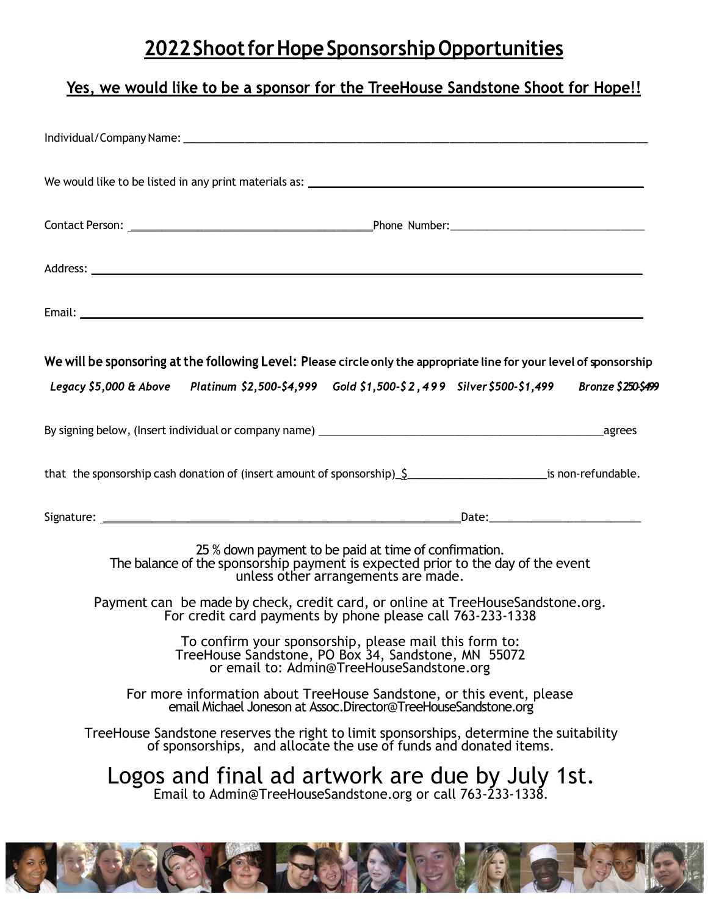# 2022 Shoot for Hope Sponsorship Opportunities

## Yes, we would like to be a sponsor for the TreeHouse Sandstone Shoot for Hope!!

Individual/Company Name: ______________________________________________

We would like to be listed in any print materials as: ______________________________________________

Contact Person: ______________________________ Phone Number: ______________________________

Address: ______________________________________________

Email: ______________________________________________

**We will be sponsoring at the following Level: Please circle only the appropriate line for your level of sponsorship**

***Legacy $5,000 & Above*** ***Platinum $2,500-$4,999*** ***Gold $1,500-$2,499*** ***Silver $500-$1,499*** ***Bronze $250-$499***

By signing below, (Insert individual or company name) ______________________________ agrees

that the sponsorship cash donation of (insert amount of sponsorship) $______________________ is non-refundable.

Signature: ______________________________ Date: ______________________

25 % down payment to be paid at time of confirmation.
The balance of the sponsorship payment is expected prior to the day of the event unless other arrangements are made.

Payment can be made by check, credit card, or online at TreeHouseSandstone.org.
For credit card payments by phone please call 763-233-1338

To confirm your sponsorship, please mail this form to:
TreeHouse Sandstone, PO Box 34, Sandstone, MN 55072
or email to: Admin@TreeHouseSandstone.org

For more information about TreeHouse Sandstone, or this event, please email Michael Joneson at Assoc.Director@TreeHouseSandstone.org

TreeHouse Sandstone reserves the right to limit sponsorships, determine the suitability of sponsorships, and allocate the use of funds and donated items.

## Logos and final ad artwork are due by July 1st.

Email to Admin@TreeHouseSandstone.org or call 763-233-1338.